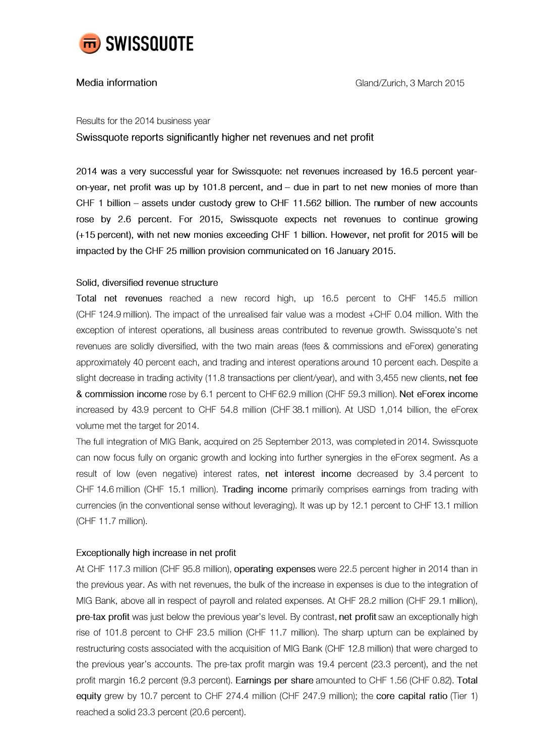SWISSQUOTE

Media information

Gland/Zurich, 3 March 2015

Results for the 2014 business year

## Swissquote reports significantly higher net revenues and net profit

2014 was a very successful year for Swissquote: net revenues increased by 16.5 percent year-on-year, net profit was up by 101.8 percent, and – due in part to net new monies of more than CHF 1 billion – assets under custody grew to CHF 11.562 billion. The number of new accounts rose by 2.6 percent. For 2015, Swissquote expects net revenues to continue growing (+15 percent), with net new monies exceeding CHF 1 billion. However, net profit for 2015 will be impacted by the CHF 25 million provision communicated on 16 January 2015.

### Solid, diversified revenue structure

Total net revenues reached a new record high, up 16.5 percent to CHF 145.5 million (CHF 124.9 million). The impact of the unrealised fair value was a modest +CHF 0.04 million. With the exception of interest operations, all business areas contributed to revenue growth. Swissquote's net revenues are solidly diversified, with the two main areas (fees & commissions and eForex) generating approximately 40 percent each, and trading and interest operations around 10 percent each. Despite a slight decrease in trading activity (11.8 transactions per client/year), and with 3,455 new clients, net fee & commission income rose by 6.1 percent to CHF 62.9 million (CHF 59.3 million). Net eForex income increased by 43.9 percent to CHF 54.8 million (CHF 38.1 million). At USD 1,014 billion, the eForex volume met the target for 2014.

The full integration of MIG Bank, acquired on 25 September 2013, was completed in 2014. Swissquote can now focus fully on organic growth and locking into further synergies in the eForex segment. As a result of low (even negative) interest rates, net interest income decreased by 3.4 percent to CHF 14.6 million (CHF 15.1 million). Trading income primarily comprises earnings from trading with currencies (in the conventional sense without leveraging). It was up by 12.1 percent to CHF 13.1 million (CHF 11.7 million).

### Exceptionally high increase in net profit

At CHF 117.3 million (CHF 95.8 million), operating expenses were 22.5 percent higher in 2014 than in the previous year. As with net revenues, the bulk of the increase in expenses is due to the integration of MIG Bank, above all in respect of payroll and related expenses. At CHF 28.2 million (CHF 29.1 million), pre-tax profit was just below the previous year's level. By contrast, net profit saw an exceptionally high rise of 101.8 percent to CHF 23.5 million (CHF 11.7 million). The sharp upturn can be explained by restructuring costs associated with the acquisition of MIG Bank (CHF 12.8 million) that were charged to the previous year's accounts. The pre-tax profit margin was 19.4 percent (23.3 percent), and the net profit margin 16.2 percent (9.3 percent). Earnings per share amounted to CHF 1.56 (CHF 0.82). Total equity grew by 10.7 percent to CHF 274.4 million (CHF 247.9 million); the core capital ratio (Tier 1) reached a solid 23.3 percent (20.6 percent).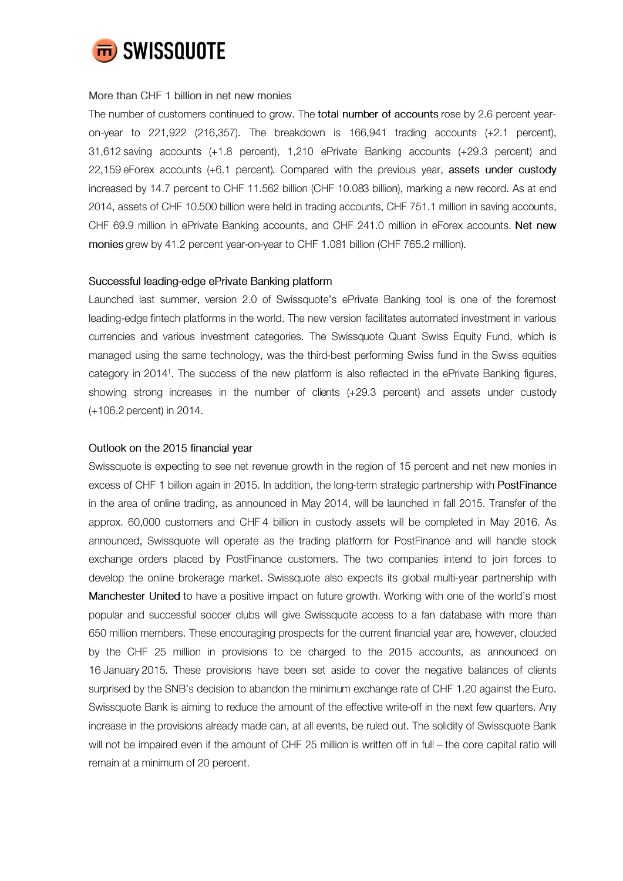### More than CHF 1 billion in net new monies

The number of customers continued to grow. The **total number of accounts** rose by 2.6 percent year-on-year to 221,922 (216,357). The breakdown is 166,941 trading accounts (+2.1 percent), 31,612 saving accounts (+1.8 percent), 1,210 ePrivate Banking accounts (+29.3 percent) and 22,159 eForex accounts (+6.1 percent). Compared with the previous year, **assets under custody** increased by 14.7 percent to CHF 11.562 billion (CHF 10.083 billion), marking a new record. As at end 2014, assets of CHF 10.500 billion were held in trading accounts, CHF 751.1 million in saving accounts, CHF 69.9 million in ePrivate Banking accounts, and CHF 241.0 million in eForex accounts. **Net new monies** grew by 41.2 percent year-on-year to CHF 1.081 billion (CHF 765.2 million).

### Successful leading-edge ePrivate Banking platform

Launched last summer, version 2.0 of Swissquote's ePrivate Banking tool is one of the foremost leading-edge fintech platforms in the world. The new version facilitates automated investment in various currencies and various investment categories. The Swissquote Quant Swiss Equity Fund, which is managed using the same technology, was the third-best performing Swiss fund in the Swiss equities category in 2014[1]. The success of the new platform is also reflected in the ePrivate Banking figures, showing strong increases in the number of clients (+29.3 percent) and assets under custody (+106.2 percent) in 2014.

### Outlook on the 2015 financial year

Swissquote is expecting to see net revenue growth in the region of 15 percent and net new monies in excess of CHF 1 billion again in 2015. In addition, the long-term strategic partnership with **PostFinance** in the area of online trading, as announced in May 2014, will be launched in fall 2015. Transfer of the approx. 60,000 customers and CHF 4 billion in custody assets will be completed in May 2016. As announced, Swissquote will operate as the trading platform for PostFinance and will handle stock exchange orders placed by PostFinance customers. The two companies intend to join forces to develop the online brokerage market. Swissquote also expects its global multi-year partnership with **Manchester United** to have a positive impact on future growth. Working with one of the world's most popular and successful soccer clubs will give Swissquote access to a fan database with more than 650 million members. These encouraging prospects for the current financial year are, however, clouded by the CHF 25 million in provisions to be charged to the 2015 accounts, as announced on 16 January 2015. These provisions have been set aside to cover the negative balances of clients surprised by the SNB's decision to abandon the minimum exchange rate of CHF 1.20 against the Euro. Swissquote Bank is aiming to reduce the amount of the effective write-off in the next few quarters. Any increase in the provisions already made can, at all events, be ruled out. The solidity of Swissquote Bank will not be impaired even if the amount of CHF 25 million is written off in full – the core capital ratio will remain at a minimum of 20 percent.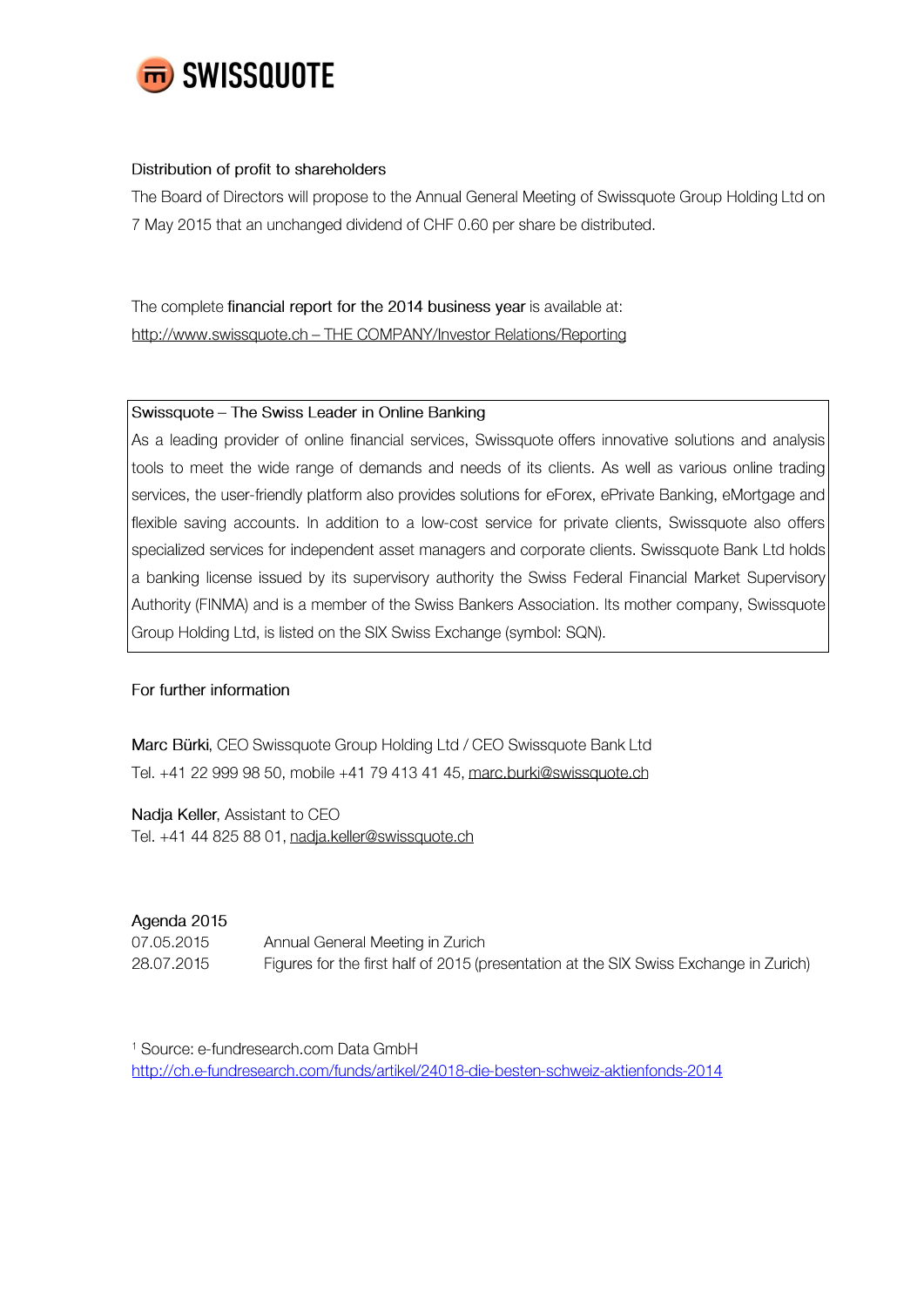SWISSQUOTE

### Distribution of profit to shareholders

The Board of Directors will propose to the Annual General Meeting of Swissquote Group Holding Ltd on 7 May 2015 that an unchanged dividend of CHF 0.60 per share be distributed.

The complete **financial report for the 2014 business year** is available at:
http://www.swissquote.ch – THE COMPANY/Investor Relations/Reporting

### Swissquote – The Swiss Leader in Online Banking

As a leading provider of online financial services, Swissquote offers innovative solutions and analysis tools to meet the wide range of demands and needs of its clients. As well as various online trading services, the user-friendly platform also provides solutions for eForex, ePrivate Banking, eMortgage and flexible saving accounts. In addition to a low-cost service for private clients, Swissquote also offers specialized services for independent asset managers and corporate clients. Swissquote Bank Ltd holds a banking license issued by its supervisory authority the Swiss Federal Financial Market Supervisory Authority (FINMA) and is a member of the Swiss Bankers Association. Its mother company, Swissquote Group Holding Ltd, is listed on the SIX Swiss Exchange (symbol: SQN).

### For further information

**Marc Bürki**, CEO Swissquote Group Holding Ltd / CEO Swissquote Bank Ltd
Tel. +41 22 999 98 50, mobile +41 79 413 41 45, marc.burki@swissquote.ch

**Nadja Keller**, Assistant to CEO
Tel. +41 44 825 88 01, nadja.keller@swissquote.ch

### Agenda 2015

| | |
|---|---|
| 07.05.2015 | Annual General Meeting in Zurich |
| 28.07.2015 | Figures for the first half of 2015 (presentation at the SIX Swiss Exchange in Zurich) |

[1] Source: e-fundresearch.com Data GmbH
http://ch.e-fundresearch.com/funds/artikel/24018-die-besten-schweiz-aktienfonds-2014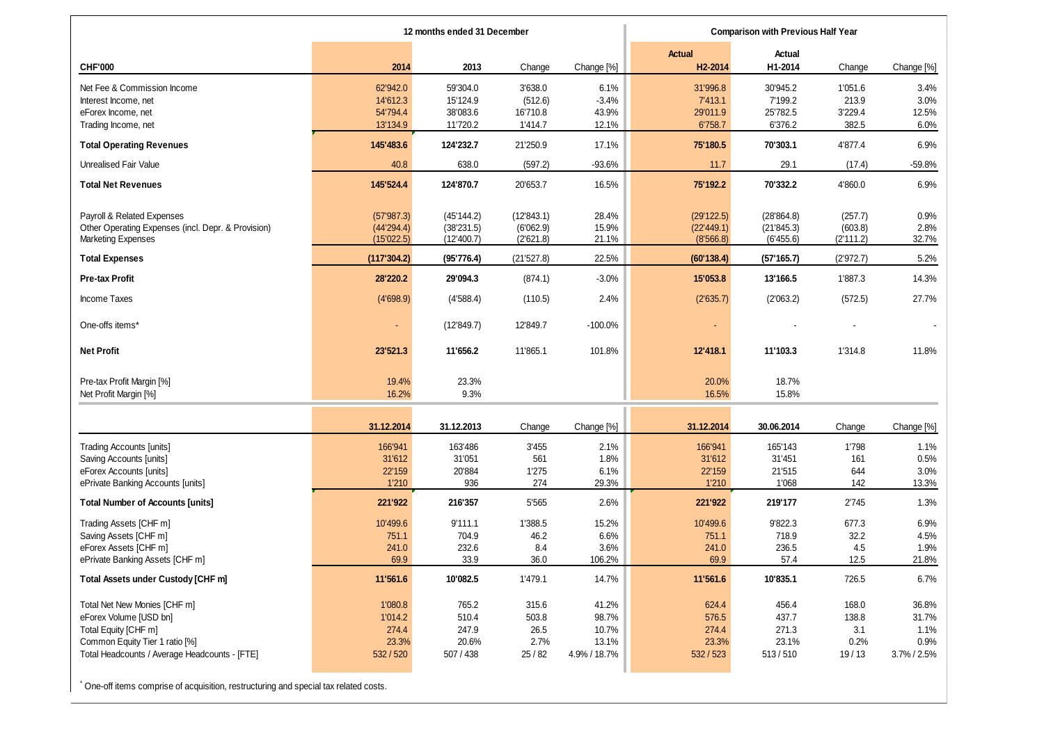| CHF'000 | 12 months ended 31 December 2014 | 2013 | Change | Change [%] | Comparison with Previous Half Year Actual H2-2014 | Actual H1-2014 | Change | Change [%] |
|---|---|---|---|---|---|---|---|---|
| Net Fee & Commission Income | 62'942.0 | 59'304.0 | 3'638.0 | 6.1% | 31'996.8 | 30'945.2 | 1'051.6 | 3.4% |
| Interest Income, net | 14'612.3 | 15'124.9 | (512.6) | -3.4% | 7'413.1 | 7'199.2 | 213.9 | 3.0% |
| eForex Income, net | 54'794.4 | 38'083.6 | 16'710.8 | 43.9% | 29'011.9 | 25'782.5 | 3'229.4 | 12.5% |
| Trading Income, net | 13'134.9 | 11'720.2 | 1'414.7 | 12.1% | 6'758.7 | 6'376.2 | 382.5 | 6.0% |
| **Total Operating Revenues** | **145'483.6** | **124'232.7** | 21'250.9 | 17.1% | **75'180.5** | **70'303.1** | 4'877.4 | 6.9% |
| Unrealised Fair Value | 40.8 | 638.0 | (597.2) | -93.6% | 11.7 | 29.1 | (17.4) | -59.8% |
| **Total Net Revenues** | **145'524.4** | **124'870.7** | 20'653.7 | 16.5% | **75'192.2** | **70'332.2** | 4'860.0 | 6.9% |
| Payroll & Related Expenses | (57'987.3) | (45'144.2) | (12'843.1) | 28.4% | (29'122.5) | (28'864.8) | (257.7) | 0.9% |
| Other Operating Expenses (incl. Depr. & Provision) | (44'294.4) | (38'231.5) | (6'062.9) | 15.9% | (22'449.1) | (21'845.3) | (603.8) | 2.8% |
| Marketing Expenses | (15'022.5) | (12'400.7) | (2'621.8) | 21.1% | (8'566.8) | (6'455.6) | (2'111.2) | 32.7% |
| **Total Expenses** | **(117'304.2)** | **(95'776.4)** | (21'527.8) | 22.5% | **(60'138.4)** | **(57'165.7)** | (2'972.7) | 5.2% |
| **Pre-tax Profit** | **28'220.2** | **29'094.3** | (874.1) | -3.0% | **15'053.8** | **13'166.5** | 1'887.3 | 14.3% |
| Income Taxes | (4'698.9) | (4'588.4) | (110.5) | 2.4% | (2'635.7) | (2'063.2) | (572.5) | 27.7% |
| One-offs items* | - | (12'849.7) | 12'849.7 | -100.0% | - | - | - | - |
| **Net Profit** | **23'521.3** | **11'656.2** | 11'865.1 | 101.8% | **12'418.1** | **11'103.3** | 1'314.8 | 11.8% |
| Pre-tax Profit Margin [%] | 19.4% | 23.3% | | | 20.0% | 18.7% | | |
| Net Profit Margin [%] | 16.2% | 9.3% | | | 16.5% | 15.8% | | |

| | 31.12.2014 | 31.12.2013 | Change | Change [%] | 31.12.2014 | 30.06.2014 | Change | Change [%] |
|---|---|---|---|---|---|---|---|---|
| Trading Accounts [units] | 166'941 | 163'486 | 3'455 | 2.1% | 166'941 | 165'143 | 1'798 | 1.1% |
| Saving Accounts [units] | 31'612 | 31'051 | 561 | 1.8% | 31'612 | 31'451 | 161 | 0.5% |
| eForex Accounts [units] | 22'159 | 20'884 | 1'275 | 6.1% | 22'159 | 21'515 | 644 | 3.0% |
| ePrivate Banking Accounts [units] | 1'210 | 936 | 274 | 29.3% | 1'210 | 1'068 | 142 | 13.3% |
| **Total Number of Accounts [units]** | **221'922** | **216'357** | 5'565 | 2.6% | **221'922** | **219'177** | 2'745 | 1.3% |
| Trading Assets [CHF m] | 10'499.6 | 9'111.1 | 1'388.5 | 15.2% | 10'499.6 | 9'822.3 | 677.3 | 6.9% |
| Saving Assets [CHF m] | 751.1 | 704.9 | 46.2 | 6.6% | 751.1 | 718.9 | 32.2 | 4.5% |
| eForex Assets [CHF m] | 241.0 | 232.6 | 8.4 | 3.6% | 241.0 | 236.5 | 4.5 | 1.9% |
| ePrivate Banking Assets [CHF m] | 69.9 | 33.9 | 36.0 | 106.2% | 69.9 | 57.4 | 12.5 | 21.8% |
| **Total Assets under Custody [CHF m]** | **11'561.6** | **10'082.5** | 1'479.1 | 14.7% | **11'561.6** | **10'835.1** | 726.5 | 6.7% |
| Total Net New Monies [CHF m] | 1'080.8 | 765.2 | 315.6 | 41.2% | 624.4 | 456.4 | 168.0 | 36.8% |
| eForex Volume [USD bn] | 1'014.2 | 510.4 | 503.8 | 98.7% | 576.5 | 437.7 | 138.8 | 31.7% |
| Total Equity [CHF m] | 274.4 | 247.9 | 26.5 | 10.7% | 274.4 | 271.3 | 3.1 | 1.1% |
| Common Equity Tier 1 ratio [%] | 23.3% | 20.6% | 2.7% | 13.1% | 23.3% | 23.1% | 0.2% | 0.9% |
| Total Headcounts / Average Headcounts - [FTE] | 532 / 520 | 507 / 438 | 25 / 82 | 4.9% / 18.7% | 532 / 523 | 513 / 510 | 19 / 13 | 3.7% / 2.5% |

* One-off items comprise of acquisition, restructuring and special tax related costs.